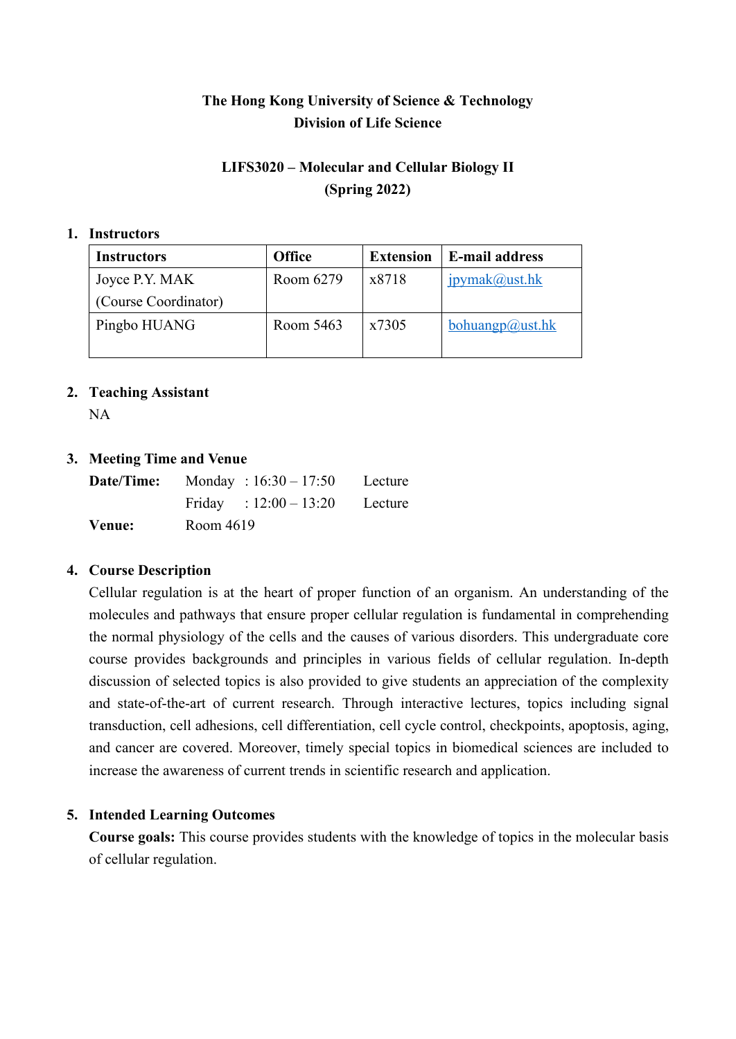**The Hong Kong University of Science & Technology**
**Division of Life Science**

**LIFS3020 – Molecular and Cellular Biology II**
**(Spring 2022)**

## 1. Instructors

| Instructors | Office | Extension | E-mail address |
|---|---|---|---|
| Joyce P.Y. MAK (Course Coordinator) | Room 6279 | x8718 | jpymak@ust.hk |
| Pingbo HUANG | Room 5463 | x7305 | bohuangp@ust.hk |

## 2. Teaching Assistant

NA

## 3. Meeting Time and Venue

**Date/Time:** Monday : 16:30 – 17:50 Lecture
Friday : 12:00 – 13:20 Lecture

**Venue:** Room 4619

## 4. Course Description

Cellular regulation is at the heart of proper function of an organism. An understanding of the molecules and pathways that ensure proper cellular regulation is fundamental in comprehending the normal physiology of the cells and the causes of various disorders. This undergraduate core course provides backgrounds and principles in various fields of cellular regulation. In-depth discussion of selected topics is also provided to give students an appreciation of the complexity and state-of-the-art of current research. Through interactive lectures, topics including signal transduction, cell adhesions, cell differentiation, cell cycle control, checkpoints, apoptosis, aging, and cancer are covered. Moreover, timely special topics in biomedical sciences are included to increase the awareness of current trends in scientific research and application.

## 5. Intended Learning Outcomes

**Course goals:** This course provides students with the knowledge of topics in the molecular basis of cellular regulation.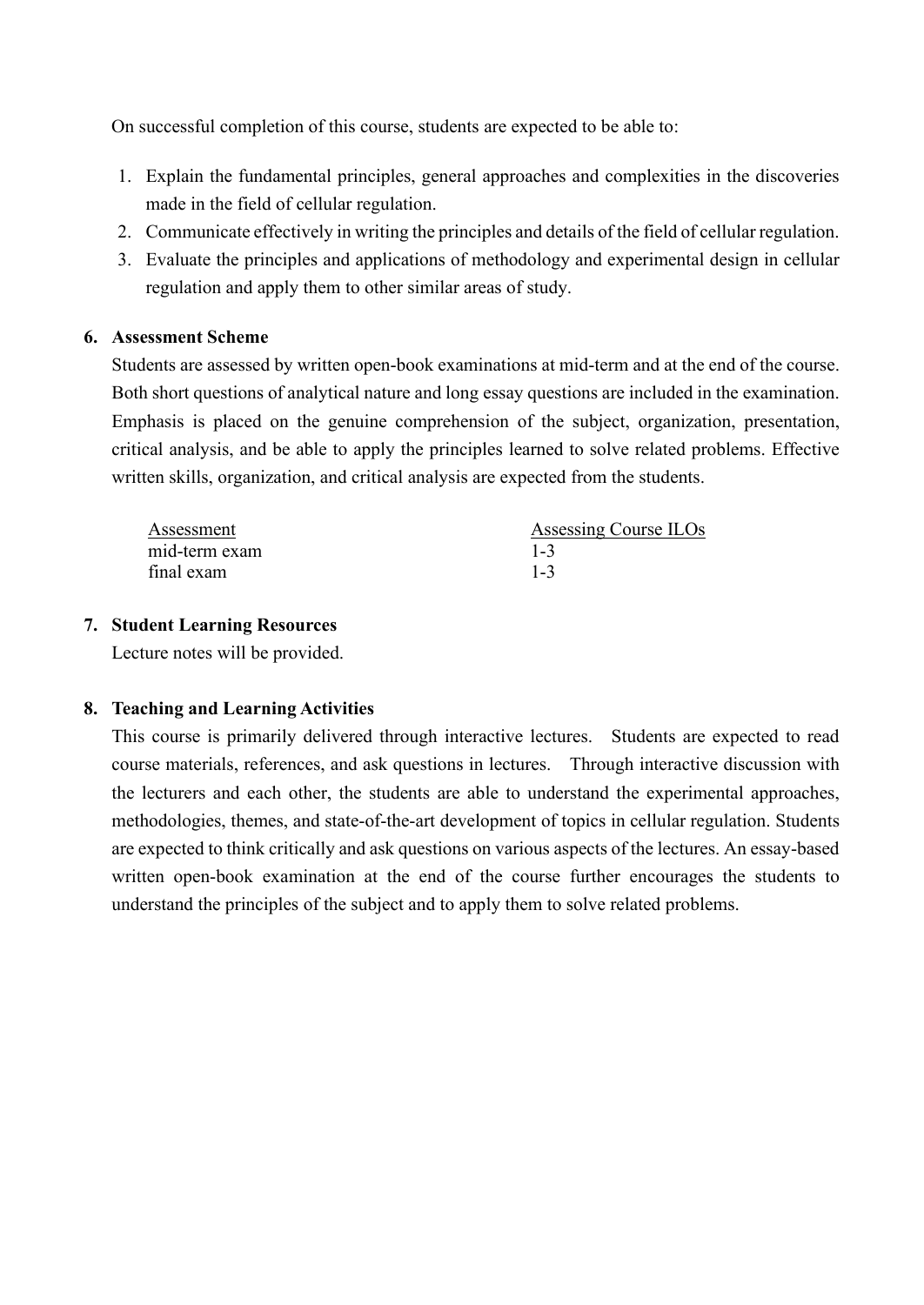On successful completion of this course, students are expected to be able to:

1. Explain the fundamental principles, general approaches and complexities in the discoveries made in the field of cellular regulation.
2. Communicate effectively in writing the principles and details of the field of cellular regulation.
3. Evaluate the principles and applications of methodology and experimental design in cellular regulation and apply them to other similar areas of study.

## 6. Assessment Scheme

Students are assessed by written open-book examinations at mid-term and at the end of the course. Both short questions of analytical nature and long essay questions are included in the examination. Emphasis is placed on the genuine comprehension of the subject, organization, presentation, critical analysis, and be able to apply the principles learned to solve related problems. Effective written skills, organization, and critical analysis are expected from the students.

| Assessment | Assessing Course ILOs |
| --- | --- |
| mid-term exam | 1-3 |
| final exam | 1-3 |

## 7. Student Learning Resources

Lecture notes will be provided.

## 8. Teaching and Learning Activities

This course is primarily delivered through interactive lectures. Students are expected to read course materials, references, and ask questions in lectures. Through interactive discussion with the lecturers and each other, the students are able to understand the experimental approaches, methodologies, themes, and state-of-the-art development of topics in cellular regulation. Students are expected to think critically and ask questions on various aspects of the lectures. An essay-based written open-book examination at the end of the course further encourages the students to understand the principles of the subject and to apply them to solve related problems.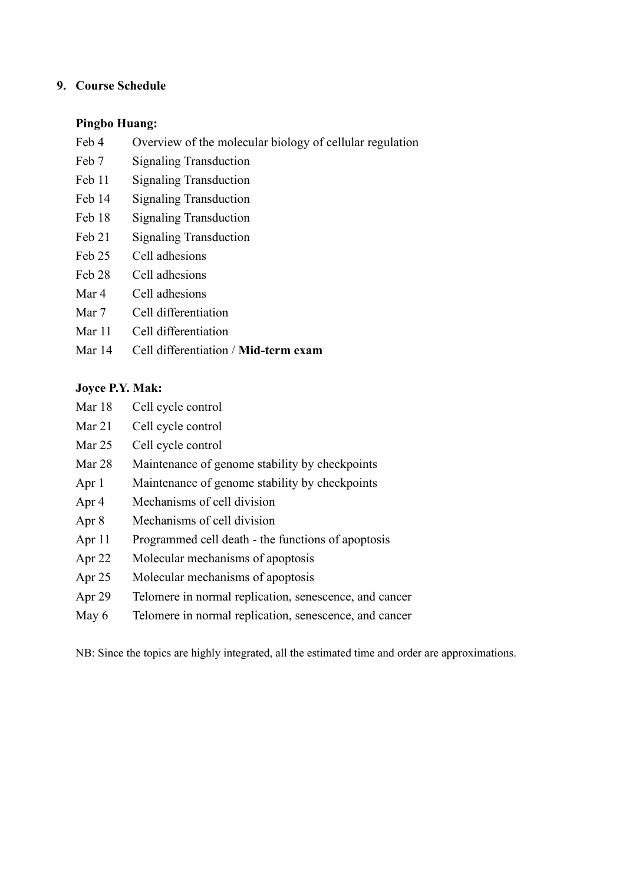## 9. Course Schedule

**Pingbo Huang:**

| | |
|---|---|
| Feb 4 | Overview of the molecular biology of cellular regulation |
| Feb 7 | Signaling Transduction |
| Feb 11 | Signaling Transduction |
| Feb 14 | Signaling Transduction |
| Feb 18 | Signaling Transduction |
| Feb 21 | Signaling Transduction |
| Feb 25 | Cell adhesions |
| Feb 28 | Cell adhesions |
| Mar 4 | Cell adhesions |
| Mar 7 | Cell differentiation |
| Mar 11 | Cell differentiation |
| Mar 14 | Cell differentiation / **Mid-term exam** |

**Joyce P.Y. Mak:**

| | |
|---|---|
| Mar 18 | Cell cycle control |
| Mar 21 | Cell cycle control |
| Mar 25 | Cell cycle control |
| Mar 28 | Maintenance of genome stability by checkpoints |
| Apr 1 | Maintenance of genome stability by checkpoints |
| Apr 4 | Mechanisms of cell division |
| Apr 8 | Mechanisms of cell division |
| Apr 11 | Programmed cell death - the functions of apoptosis |
| Apr 22 | Molecular mechanisms of apoptosis |
| Apr 25 | Molecular mechanisms of apoptosis |
| Apr 29 | Telomere in normal replication, senescence, and cancer |
| May 6 | Telomere in normal replication, senescence, and cancer |

NB: Since the topics are highly integrated, all the estimated time and order are approximations.